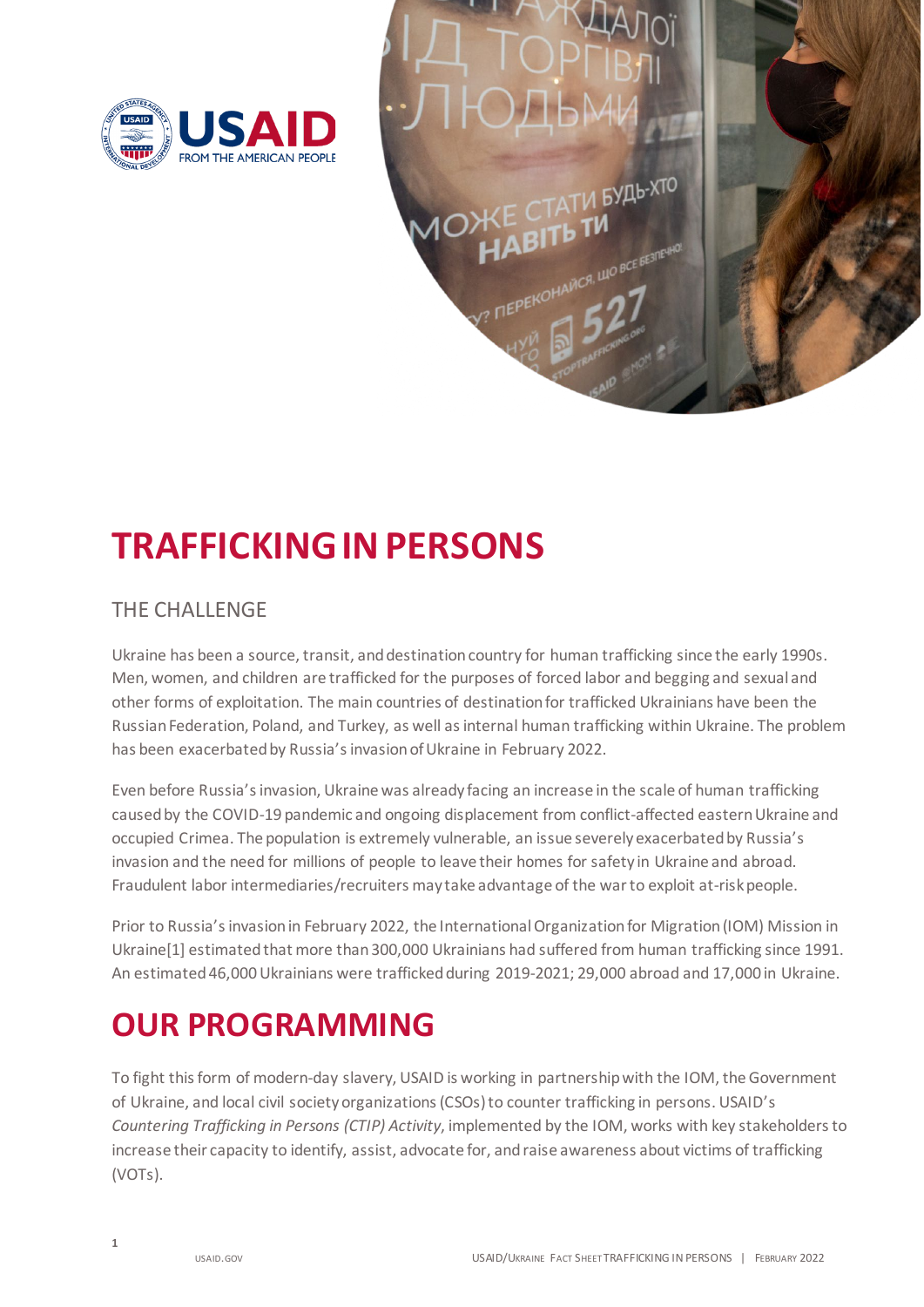# TRAFFICKING IN PERSONS

## THE CHALLENGE

Ukraine has been a source, transit, and destination country for human trafficking since the early 1990s. Men, women, and children are trafficked for the purposes of forced labor and begging and sexual and other forms of exploitation. The main countries of destination for trafficked Ukrainians have been the Russian Federation, Poland, and Turkey, as well as internal human trafficking within Ukraine. The problem has been exacerbated by Russia's invasion of Ukraine in February 2022.

Even before Russia's invasion, Ukraine was already facing an increase in the scale of human trafficking caused by the COVID-19 pandemic and ongoing displacement from conflict-affected eastern Ukraine and occupied Crimea. The population is extremely vulnerable, an issue severely exacerbated by Russia's invasion and the need for millions of people to leave their homes for safety in Ukraine and abroad. Fraudulent labor intermediaries/recruiters may take advantage of the war to exploit at-risk people.

Prior to Russia's invasion in February 2022, the International Organization for Migration (IOM) Mission in Ukraine[1] estimated that more than 300,000 Ukrainians had suffered from human trafficking since 1991. An estimated 46,000 Ukrainians were trafficked during 2019-2021; 29,000 abroad and 17,000 in Ukraine.

# OUR PROGRAMMING

To fight this form of modern-day slavery, USAID is working in partnership with the IOM, the Government of Ukraine, and local civil society organizations (CSOs) to counter trafficking in persons. USAID's *Countering Trafficking in Persons (CTIP) Activity*, implemented by the IOM, works with key stakeholders to increase their capacity to identify, assist, advocate for, and raise awareness about victims of trafficking (VOTs).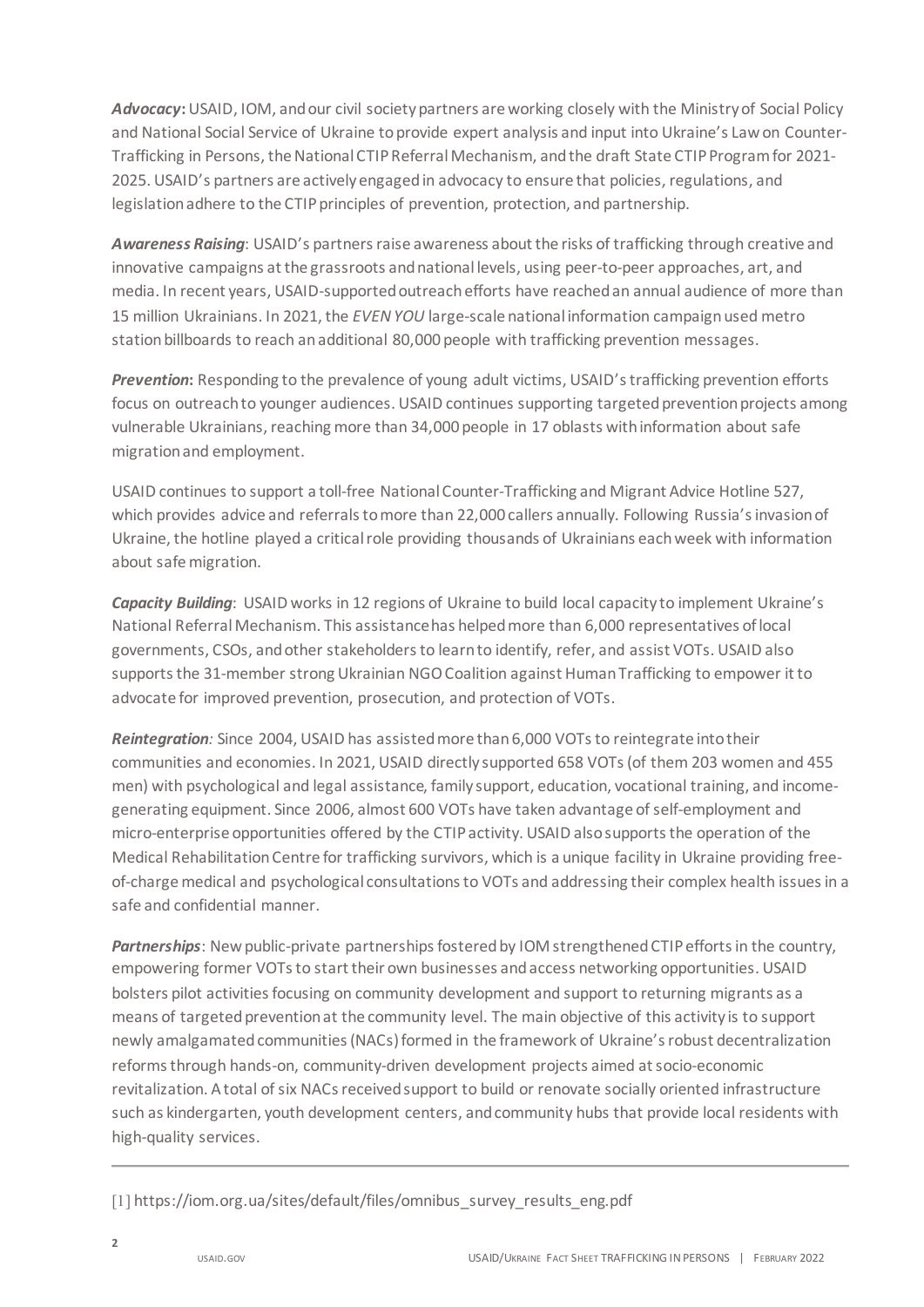***Advocacy*:** USAID, IOM, and our civil society partners are working closely with the Ministry of Social Policy and National Social Service of Ukraine to provide expert analysis and input into Ukraine's Law on Counter-Trafficking in Persons, the National CTIP Referral Mechanism, and the draft State CTIP Program for 2021-2025. USAID's partners are actively engaged in advocacy to ensure that policies, regulations, and legislation adhere to the CTIP principles of prevention, protection, and partnership.

***Awareness Raising***: USAID's partners raise awareness about the risks of trafficking through creative and innovative campaigns at the grassroots and national levels, using peer-to-peer approaches, art, and media. In recent years, USAID-supported outreach efforts have reached an annual audience of more than 15 million Ukrainians. In 2021, the *EVEN YOU* large-scale national information campaign used metro station billboards to reach an additional 80,000 people with trafficking prevention messages.

***Prevention*:** Responding to the prevalence of young adult victims, USAID's trafficking prevention efforts focus on outreach to younger audiences. USAID continues supporting targeted prevention projects among vulnerable Ukrainians, reaching more than 34,000 people in 17 oblasts with information about safe migration and employment.

USAID continues to support a toll-free National Counter-Trafficking and Migrant Advice Hotline 527, which provides advice and referrals to more than 22,000 callers annually. Following Russia's invasion of Ukraine, the hotline played a critical role providing thousands of Ukrainians each week with information about safe migration.

***Capacity Building***: USAID works in 12 regions of Ukraine to build local capacity to implement Ukraine's National Referral Mechanism. This assistance has helped more than 6,000 representatives of local governments, CSOs, and other stakeholders to learn to identify, refer, and assist VOTs. USAID also supports the 31-member strong Ukrainian NGO Coalition against Human Trafficking to empower it to advocate for improved prevention, prosecution, and protection of VOTs.

***Reintegration**:* Since 2004, USAID has assisted more than 6,000 VOTs to reintegrate into their communities and economies. In 2021, USAID directly supported 658 VOTs (of them 203 women and 455 men) with psychological and legal assistance, family support, education, vocational training, and income-generating equipment. Since 2006, almost 600 VOTs have taken advantage of self-employment and micro-enterprise opportunities offered by the CTIP activity. USAID also supports the operation of the Medical Rehabilitation Centre for trafficking survivors, which is a unique facility in Ukraine providing free-of-charge medical and psychological consultations to VOTs and addressing their complex health issues in a safe and confidential manner.

***Partnerships***: New public-private partnerships fostered by IOM strengthened CTIP efforts in the country, empowering former VOTs to start their own businesses and access networking opportunities. USAID bolsters pilot activities focusing on community development and support to returning migrants as a means of targeted prevention at the community level. The main objective of this activity is to support newly amalgamated communities (NACs) formed in the framework of Ukraine's robust decentralization reforms through hands-on, community-driven development projects aimed at socio-economic revitalization. A total of six NACs received support to build or renovate socially oriented infrastructure such as kindergarten, youth development centers, and community hubs that provide local residents with high-quality services.

---

[1] https://iom.org.ua/sites/default/files/omnibus_survey_results_eng.pdf